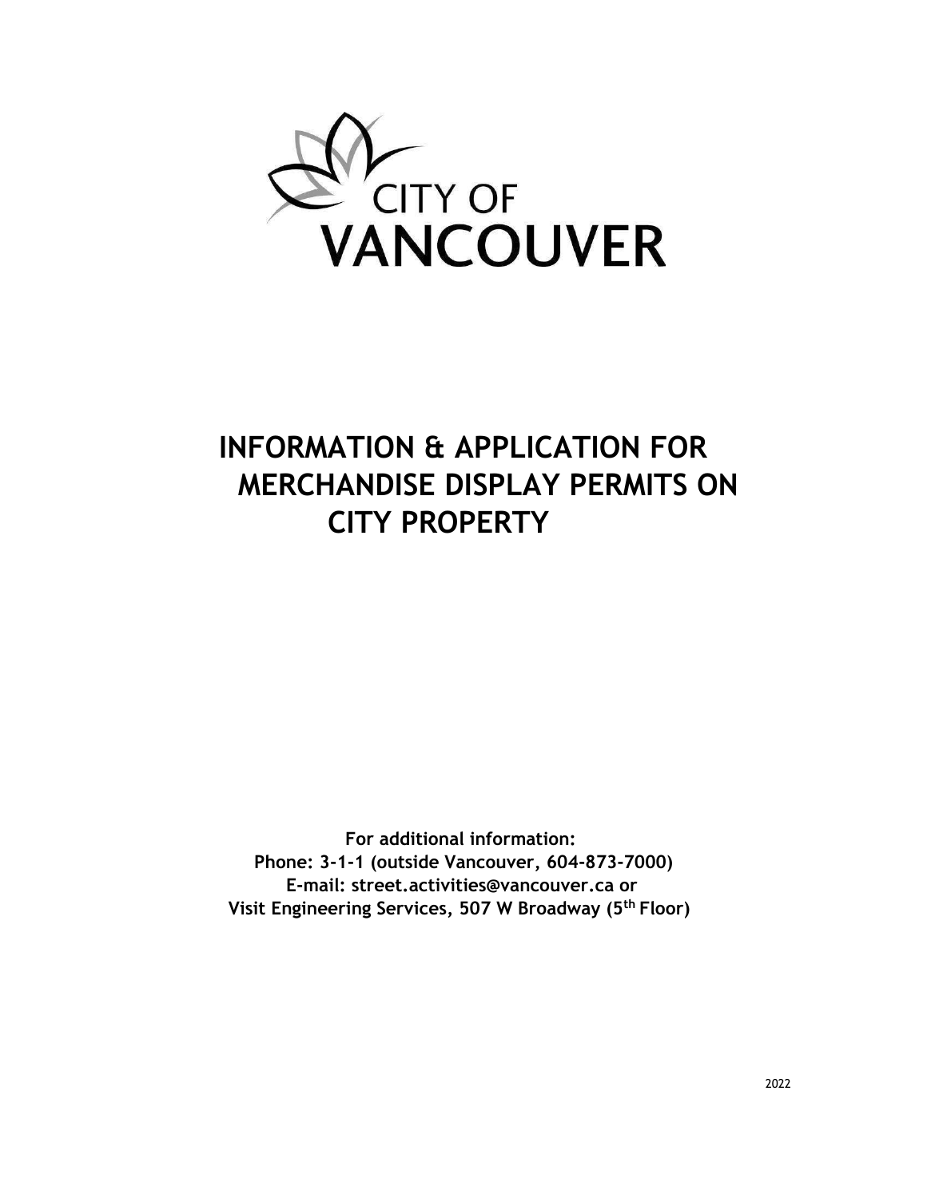CITY OF VANCOUVER

# INFORMATION & APPLICATION FOR MERCHANDISE DISPLAY PERMITS ON CITY PROPERTY

**For additional information:**
**Phone: 3-1-1 (outside Vancouver, 604-873-7000)**
**E-mail: street.activities@vancouver.ca or**
**Visit Engineering Services, 507 W Broadway (5th Floor)**

2022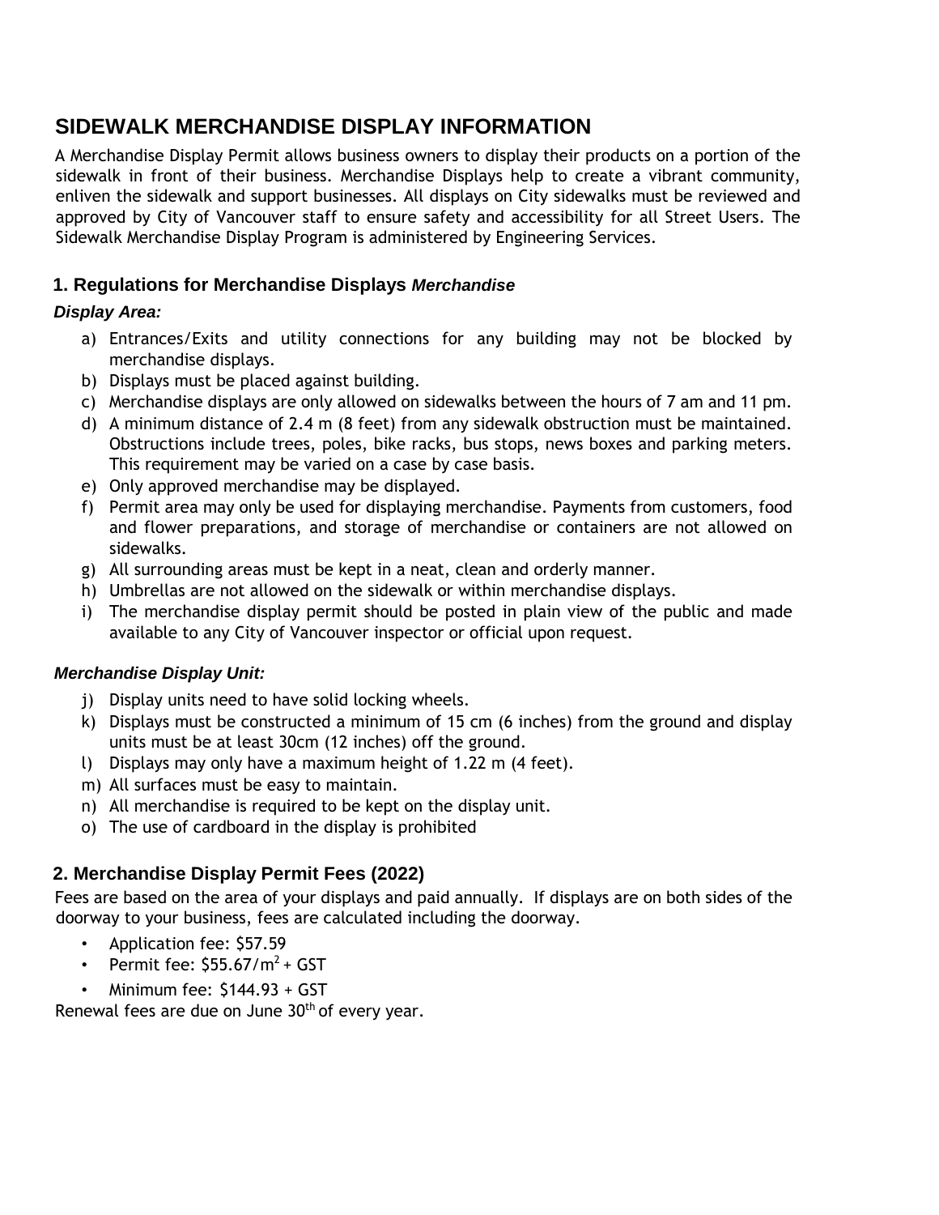# SIDEWALK MERCHANDISE DISPLAY INFORMATION

A Merchandise Display Permit allows business owners to display their products on a portion of the sidewalk in front of their business. Merchandise Displays help to create a vibrant community, enliven the sidewalk and support businesses. All displays on City sidewalks must be reviewed and approved by City of Vancouver staff to ensure safety and accessibility for all Street Users. The Sidewalk Merchandise Display Program is administered by Engineering Services.

## 1. Regulations for Merchandise Displays

### *Merchandise Display Area:*

a) Entrances/Exits and utility connections for any building may not be blocked by merchandise displays.
b) Displays must be placed against building.
c) Merchandise displays are only allowed on sidewalks between the hours of 7 am and 11 pm.
d) A minimum distance of 2.4 m (8 feet) from any sidewalk obstruction must be maintained. Obstructions include trees, poles, bike racks, bus stops, news boxes and parking meters. This requirement may be varied on a case by case basis.
e) Only approved merchandise may be displayed.
f) Permit area may only be used for displaying merchandise. Payments from customers, food and flower preparations, and storage of merchandise or containers are not allowed on sidewalks.
g) All surrounding areas must be kept in a neat, clean and orderly manner.
h) Umbrellas are not allowed on the sidewalk or within merchandise displays.
i) The merchandise display permit should be posted in plain view of the public and made available to any City of Vancouver inspector or official upon request.

### *Merchandise Display Unit:*

j) Display units need to have solid locking wheels.
k) Displays must be constructed a minimum of 15 cm (6 inches) from the ground and display units must be at least 30cm (12 inches) off the ground.
l) Displays may only have a maximum height of 1.22 m (4 feet).
m) All surfaces must be easy to maintain.
n) All merchandise is required to be kept on the display unit.
o) The use of cardboard in the display is prohibited

## 2. Merchandise Display Permit Fees (2022)

Fees are based on the area of your displays and paid annually. If displays are on both sides of the doorway to your business, fees are calculated including the doorway.

- Application fee: $57.59
- Permit fee: $55.67/m$^2$ + GST
- Minimum fee: $144.93 + GST

Renewal fees are due on June 30th of every year.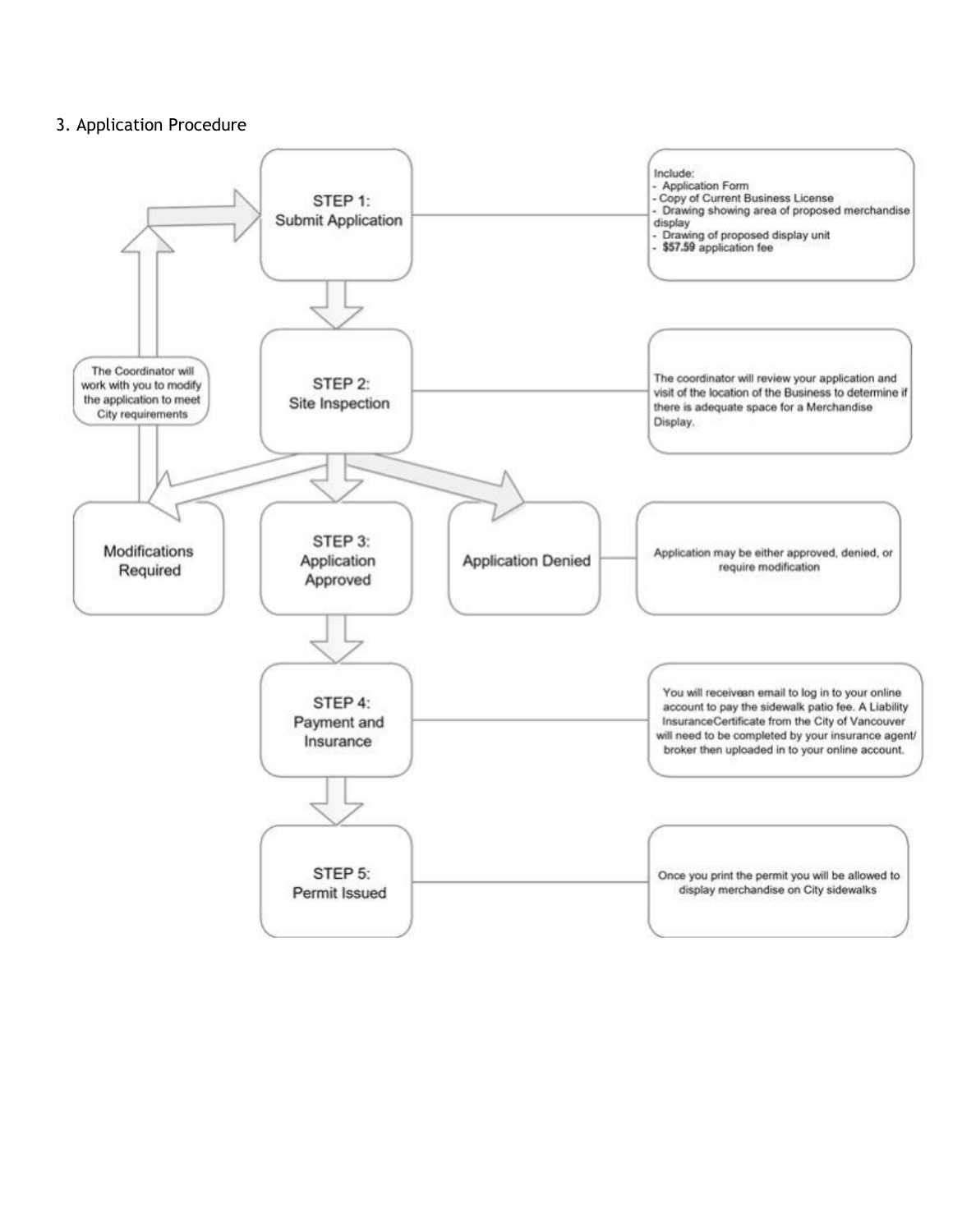## 3. Application Procedure

**STEP 1: Submit Application**

Include:
- Application Form
- Copy of Current Business License
- Drawing showing area of proposed merchandise display
- Drawing of proposed display unit
- **$57.59** application fee

**STEP 2: Site Inspection**

The coordinator will review your application and visit of the location of the Business to determine if there is adequate space for a Merchandise Display.

**Modifications Required** | **STEP 3: Application Approved** | **Application Denied**

Application may be either approved, denied, or require modification

The Coordinator will work with you to modify the application to meet City requirements

**STEP 4: Payment and Insurance**

You will receivean email to log in to your online account to pay the sidewalk patio fee. A Liability InsuranceCertificate from the City of Vancouver will need to be completed by your insurance agent/ broker then uploaded in to your online account.

**STEP 5: Permit Issued**

Once you print the permit you will be allowed to display merchandise on City sidewalks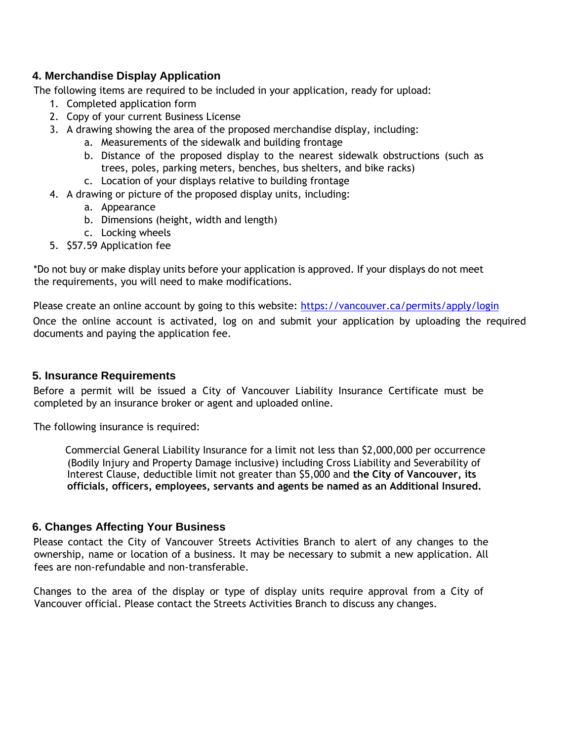## 4. Merchandise Display Application

The following items are required to be included in your application, ready for upload:

1. Completed application form
2. Copy of your current Business License
3. A drawing showing the area of the proposed merchandise display, including:
    a. Measurements of the sidewalk and building frontage
    b. Distance of the proposed display to the nearest sidewalk obstructions (such as trees, poles, parking meters, benches, bus shelters, and bike racks)
    c. Location of your displays relative to building frontage
4. A drawing or picture of the proposed display units, including:
    a. Appearance
    b. Dimensions (height, width and length)
    c. Locking wheels
5. $57.59 Application fee

*Do not buy or make display units before your application is approved. If your displays do not meet the requirements, you will need to make modifications.

Please create an online account by going to this website: [https://vancouver.ca/permits/apply/login](https://vancouver.ca/permits/apply/login)

Once the online account is activated, log on and submit your application by uploading the required documents and paying the application fee.

## 5. Insurance Requirements

Before a permit will be issued a City of Vancouver Liability Insurance Certificate must be completed by an insurance broker or agent and uploaded online.

The following insurance is required:

> Commercial General Liability Insurance for a limit not less than $2,000,000 per occurrence (Bodily Injury and Property Damage inclusive) including Cross Liability and Severability of Interest Clause, deductible limit not greater than $5,000 and **the City of Vancouver, its officials, officers, employees, servants and agents be named as an Additional Insured.**

## 6. Changes Affecting Your Business

Please contact the City of Vancouver Streets Activities Branch to alert of any changes to the ownership, name or location of a business. It may be necessary to submit a new application. All fees are non-refundable and non-transferable.

Changes to the area of the display or type of display units require approval from a City of Vancouver official. Please contact the Streets Activities Branch to discuss any changes.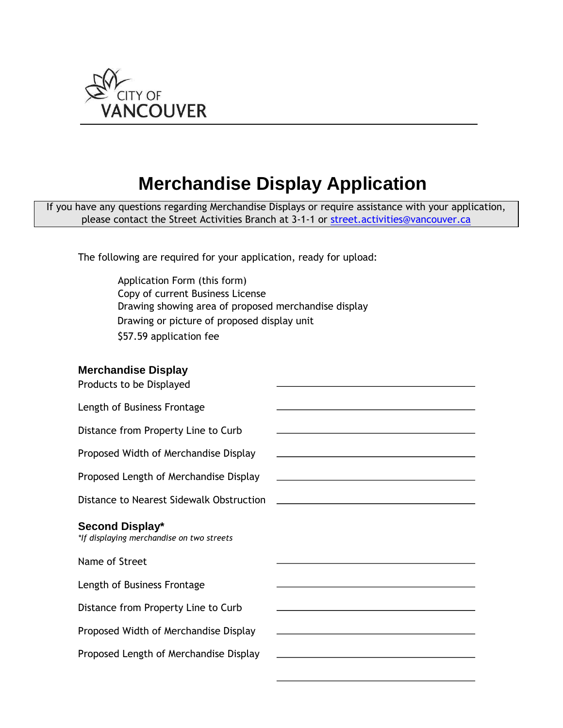CITY OF VANCOUVER

# Merchandise Display Application

If you have any questions regarding Merchandise Displays or require assistance with your application, please contact the Street Activities Branch at 3-1-1 or [street.activities@vancouver.ca](mailto:street.activities@vancouver.ca)

The following are required for your application, ready for upload:

- Application Form (this form)
- Copy of current Business License
- Drawing showing area of proposed merchandise display
- Drawing or picture of proposed display unit
- $57.59 application fee

### Merchandise Display

Products to be Displayed ______________________

Length of Business Frontage ______________________

Distance from Property Line to Curb ______________________

Proposed Width of Merchandise Display ______________________

Proposed Length of Merchandise Display ______________________

Distance to Nearest Sidewalk Obstruction ______________________

### Second Display*

*\*If displaying merchandise on two streets*

Name of Street ______________________

Length of Business Frontage ______________________

Distance from Property Line to Curb ______________________

Proposed Width of Merchandise Display ______________________

Proposed Length of Merchandise Display ______________________

______________________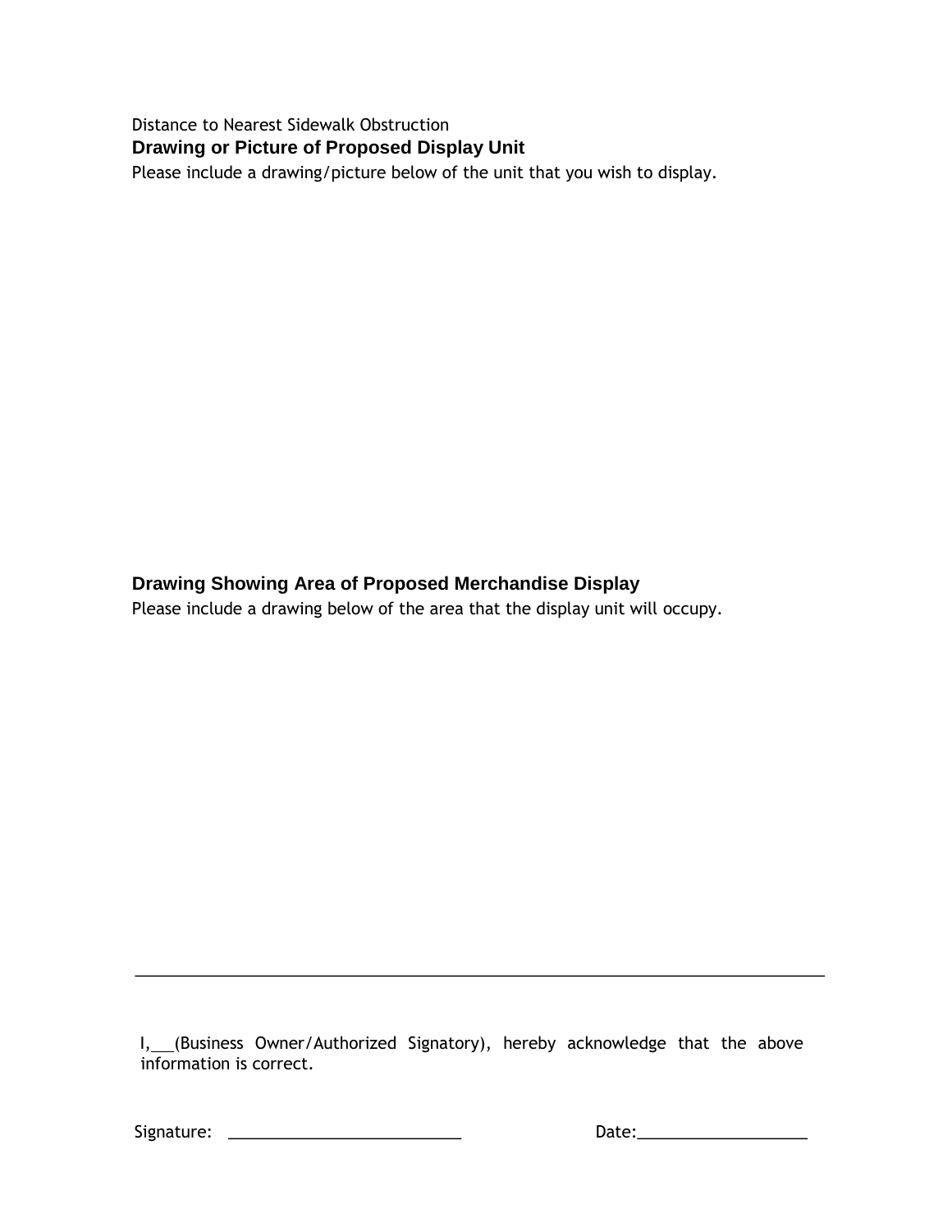Distance to Nearest Sidewalk Obstruction

**Drawing or Picture of Proposed Display Unit**

Please include a drawing/picture below of the unit that you wish to display.

**Drawing Showing Area of Proposed Merchandise Display**

Please include a drawing below of the area that the display unit will occupy.

---

I,___(Business Owner/Authorized Signatory), hereby acknowledge that the above information is correct.

Signature: ___________________________ Date:___________________